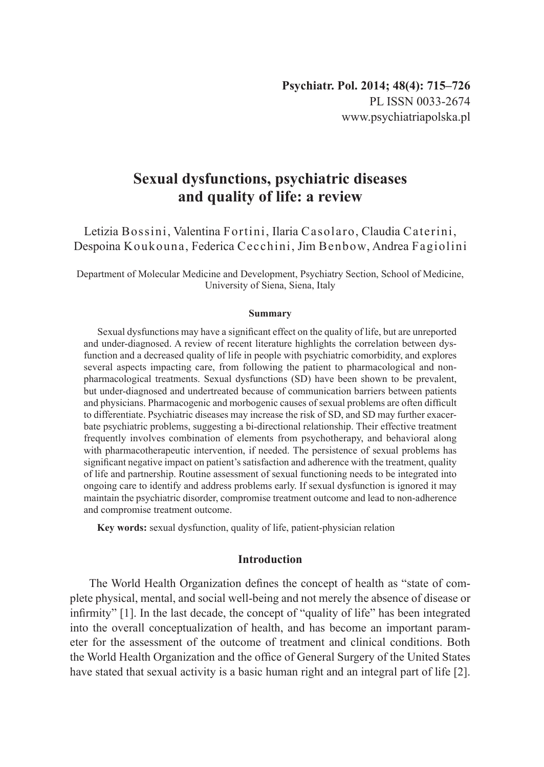Psychiatr. Pol. 2014; 48(4): 715–726
PL ISSN 0033-2674
www.psychiatriapolska.pl

# Sexual dysfunctions, psychiatric diseases and quality of life: a review

Letizia Bossini, Valentina Fortini, Ilaria Casolaro, Claudia Caterini, Despoina Koukouna, Federica Cecchini, Jim Benbow, Andrea Fagiolini

Department of Molecular Medicine and Development, Psychiatry Section, School of Medicine, University of Siena, Siena, Italy

### Summary

Sexual dysfunctions may have a significant effect on the quality of life, but are unreported and under-diagnosed. A review of recent literature highlights the correlation between dysfunction and a decreased quality of life in people with psychiatric comorbidity, and explores several aspects impacting care, from following the patient to pharmacological and non-pharmacological treatments. Sexual dysfunctions (SD) have been shown to be prevalent, but under-diagnosed and undertreated because of communication barriers between patients and physicians. Pharmacogenic and morbogenic causes of sexual problems are often difficult to differentiate. Psychiatric diseases may increase the risk of SD, and SD may further exacerbate psychiatric problems, suggesting a bi-directional relationship. Their effective treatment frequently involves combination of elements from psychotherapy, and behavioral along with pharmacotherapeutic intervention, if needed. The persistence of sexual problems has significant negative impact on patient's satisfaction and adherence with the treatment, quality of life and partnership. Routine assessment of sexual functioning needs to be integrated into ongoing care to identify and address problems early. If sexual dysfunction is ignored it may maintain the psychiatric disorder, compromise treatment outcome and lead to non-adherence and compromise treatment outcome.

**Key words:** sexual dysfunction, quality of life, patient-physician relation

## Introduction

The World Health Organization defines the concept of health as "state of complete physical, mental, and social well-being and not merely the absence of disease or infirmity" [1]. In the last decade, the concept of "quality of life" has been integrated into the overall conceptualization of health, and has become an important parameter for the assessment of the outcome of treatment and clinical conditions. Both the World Health Organization and the office of General Surgery of the United States have stated that sexual activity is a basic human right and an integral part of life [2].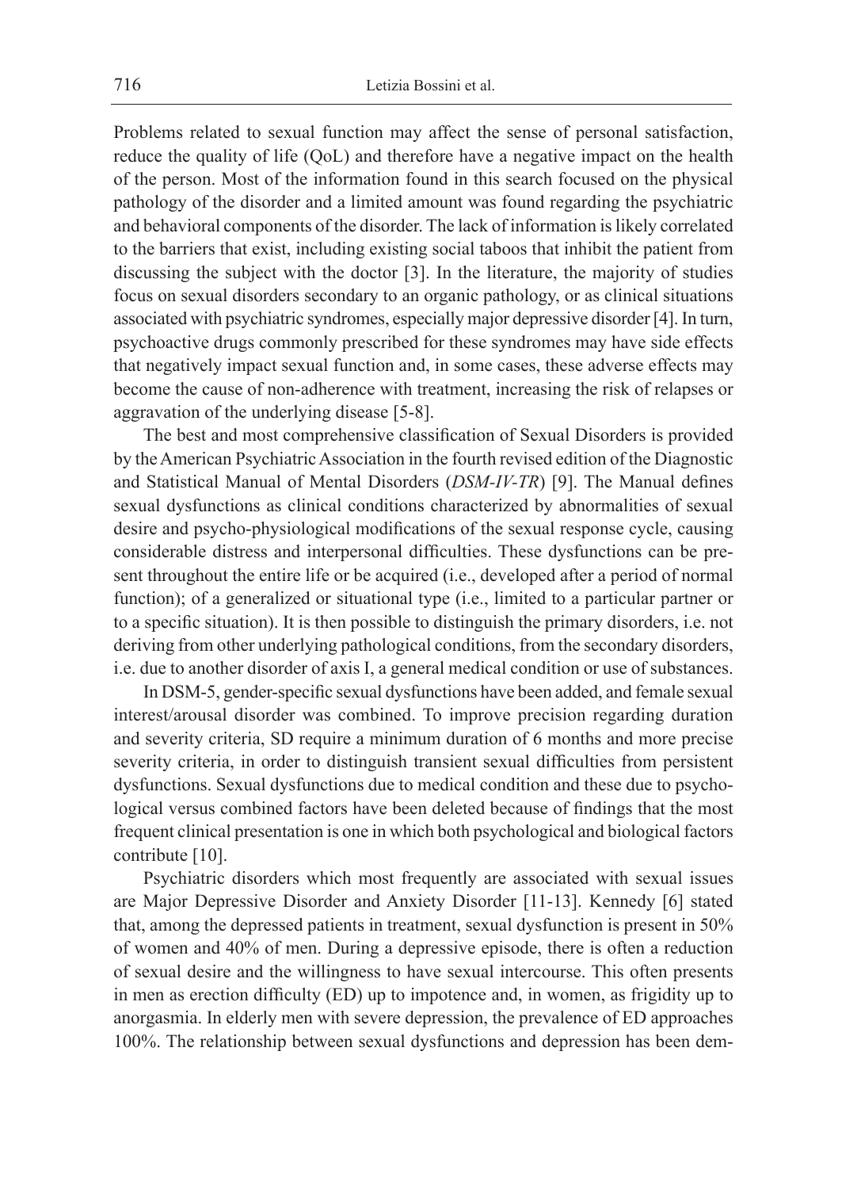Problems related to sexual function may affect the sense of personal satisfaction, reduce the quality of life (QoL) and therefore have a negative impact on the health of the person. Most of the information found in this search focused on the physical pathology of the disorder and a limited amount was found regarding the psychiatric and behavioral components of the disorder. The lack of information is likely correlated to the barriers that exist, including existing social taboos that inhibit the patient from discussing the subject with the doctor [3]. In the literature, the majority of studies focus on sexual disorders secondary to an organic pathology, or as clinical situations associated with psychiatric syndromes, especially major depressive disorder [4]. In turn, psychoactive drugs commonly prescribed for these syndromes may have side effects that negatively impact sexual function and, in some cases, these adverse effects may become the cause of non-adherence with treatment, increasing the risk of relapses or aggravation of the underlying disease [5-8].

The best and most comprehensive classification of Sexual Disorders is provided by the American Psychiatric Association in the fourth revised edition of the Diagnostic and Statistical Manual of Mental Disorders (*DSM-IV-TR*) [9]. The Manual defines sexual dysfunctions as clinical conditions characterized by abnormalities of sexual desire and psycho-physiological modifications of the sexual response cycle, causing considerable distress and interpersonal difficulties. These dysfunctions can be present throughout the entire life or be acquired (i.e., developed after a period of normal function); of a generalized or situational type (i.e., limited to a particular partner or to a specific situation). It is then possible to distinguish the primary disorders, i.e. not deriving from other underlying pathological conditions, from the secondary disorders, i.e. due to another disorder of axis I, a general medical condition or use of substances.

In DSM-5, gender-specific sexual dysfunctions have been added, and female sexual interest/arousal disorder was combined. To improve precision regarding duration and severity criteria, SD require a minimum duration of 6 months and more precise severity criteria, in order to distinguish transient sexual difficulties from persistent dysfunctions. Sexual dysfunctions due to medical condition and these due to psychological versus combined factors have been deleted because of findings that the most frequent clinical presentation is one in which both psychological and biological factors contribute [10].

Psychiatric disorders which most frequently are associated with sexual issues are Major Depressive Disorder and Anxiety Disorder [11-13]. Kennedy [6] stated that, among the depressed patients in treatment, sexual dysfunction is present in 50% of women and 40% of men. During a depressive episode, there is often a reduction of sexual desire and the willingness to have sexual intercourse. This often presents in men as erection difficulty (ED) up to impotence and, in women, as frigidity up to anorgasmia. In elderly men with severe depression, the prevalence of ED approaches 100%. The relationship between sexual dysfunctions and depression has been dem-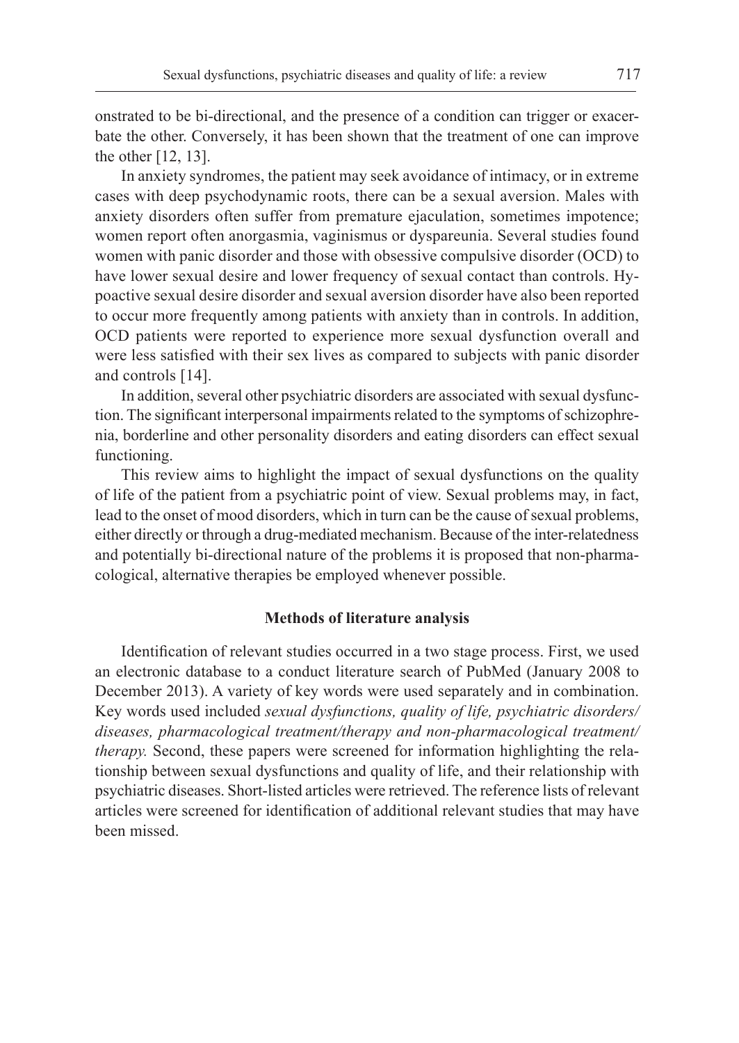onstrated to be bi-directional, and the presence of a condition can trigger or exacerbate the other. Conversely, it has been shown that the treatment of one can improve the other [12, 13].

In anxiety syndromes, the patient may seek avoidance of intimacy, or in extreme cases with deep psychodynamic roots, there can be a sexual aversion. Males with anxiety disorders often suffer from premature ejaculation, sometimes impotence; women report often anorgasmia, vaginismus or dyspareunia. Several studies found women with panic disorder and those with obsessive compulsive disorder (OCD) to have lower sexual desire and lower frequency of sexual contact than controls. Hypoactive sexual desire disorder and sexual aversion disorder have also been reported to occur more frequently among patients with anxiety than in controls. In addition, OCD patients were reported to experience more sexual dysfunction overall and were less satisfied with their sex lives as compared to subjects with panic disorder and controls [14].

In addition, several other psychiatric disorders are associated with sexual dysfunction. The significant interpersonal impairments related to the symptoms of schizophrenia, borderline and other personality disorders and eating disorders can effect sexual functioning.

This review aims to highlight the impact of sexual dysfunctions on the quality of life of the patient from a psychiatric point of view. Sexual problems may, in fact, lead to the onset of mood disorders, which in turn can be the cause of sexual problems, either directly or through a drug-mediated mechanism. Because of the inter-relatedness and potentially bi-directional nature of the problems it is proposed that non-pharmacological, alternative therapies be employed whenever possible.

## Methods of literature analysis

Identification of relevant studies occurred in a two stage process. First, we used an electronic database to a conduct literature search of PubMed (January 2008 to December 2013). A variety of key words were used separately and in combination. Key words used included *sexual dysfunctions, quality of life, psychiatric disorders/ diseases, pharmacological treatment/therapy and non-pharmacological treatment/ therapy.* Second, these papers were screened for information highlighting the relationship between sexual dysfunctions and quality of life, and their relationship with psychiatric diseases. Short-listed articles were retrieved. The reference lists of relevant articles were screened for identification of additional relevant studies that may have been missed.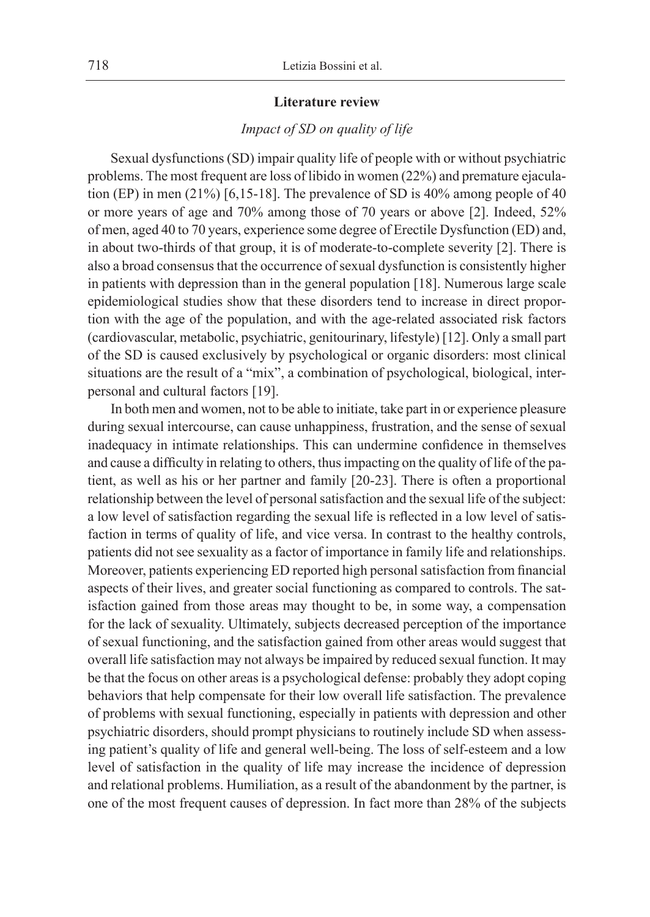## Literature review

### *Impact of SD on quality of life*

Sexual dysfunctions (SD) impair quality life of people with or without psychiatric problems. The most frequent are loss of libido in women (22%) and premature ejaculation (EP) in men (21%) [6,15-18]. The prevalence of SD is 40% among people of 40 or more years of age and 70% among those of 70 years or above [2]. Indeed, 52% of men, aged 40 to 70 years, experience some degree of Erectile Dysfunction (ED) and, in about two-thirds of that group, it is of moderate-to-complete severity [2]. There is also a broad consensus that the occurrence of sexual dysfunction is consistently higher in patients with depression than in the general population [18]. Numerous large scale epidemiological studies show that these disorders tend to increase in direct proportion with the age of the population, and with the age-related associated risk factors (cardiovascular, metabolic, psychiatric, genitourinary, lifestyle) [12]. Only a small part of the SD is caused exclusively by psychological or organic disorders: most clinical situations are the result of a "mix", a combination of psychological, biological, interpersonal and cultural factors [19].

In both men and women, not to be able to initiate, take part in or experience pleasure during sexual intercourse, can cause unhappiness, frustration, and the sense of sexual inadequacy in intimate relationships. This can undermine confidence in themselves and cause a difficulty in relating to others, thus impacting on the quality of life of the patient, as well as his or her partner and family [20-23]. There is often a proportional relationship between the level of personal satisfaction and the sexual life of the subject: a low level of satisfaction regarding the sexual life is reflected in a low level of satisfaction in terms of quality of life, and vice versa. In contrast to the healthy controls, patients did not see sexuality as a factor of importance in family life and relationships. Moreover, patients experiencing ED reported high personal satisfaction from financial aspects of their lives, and greater social functioning as compared to controls. The satisfaction gained from those areas may thought to be, in some way, a compensation for the lack of sexuality. Ultimately, subjects decreased perception of the importance of sexual functioning, and the satisfaction gained from other areas would suggest that overall life satisfaction may not always be impaired by reduced sexual function. It may be that the focus on other areas is a psychological defense: probably they adopt coping behaviors that help compensate for their low overall life satisfaction. The prevalence of problems with sexual functioning, especially in patients with depression and other psychiatric disorders, should prompt physicians to routinely include SD when assessing patient's quality of life and general well-being. The loss of self-esteem and a low level of satisfaction in the quality of life may increase the incidence of depression and relational problems. Humiliation, as a result of the abandonment by the partner, is one of the most frequent causes of depression. In fact more than 28% of the subjects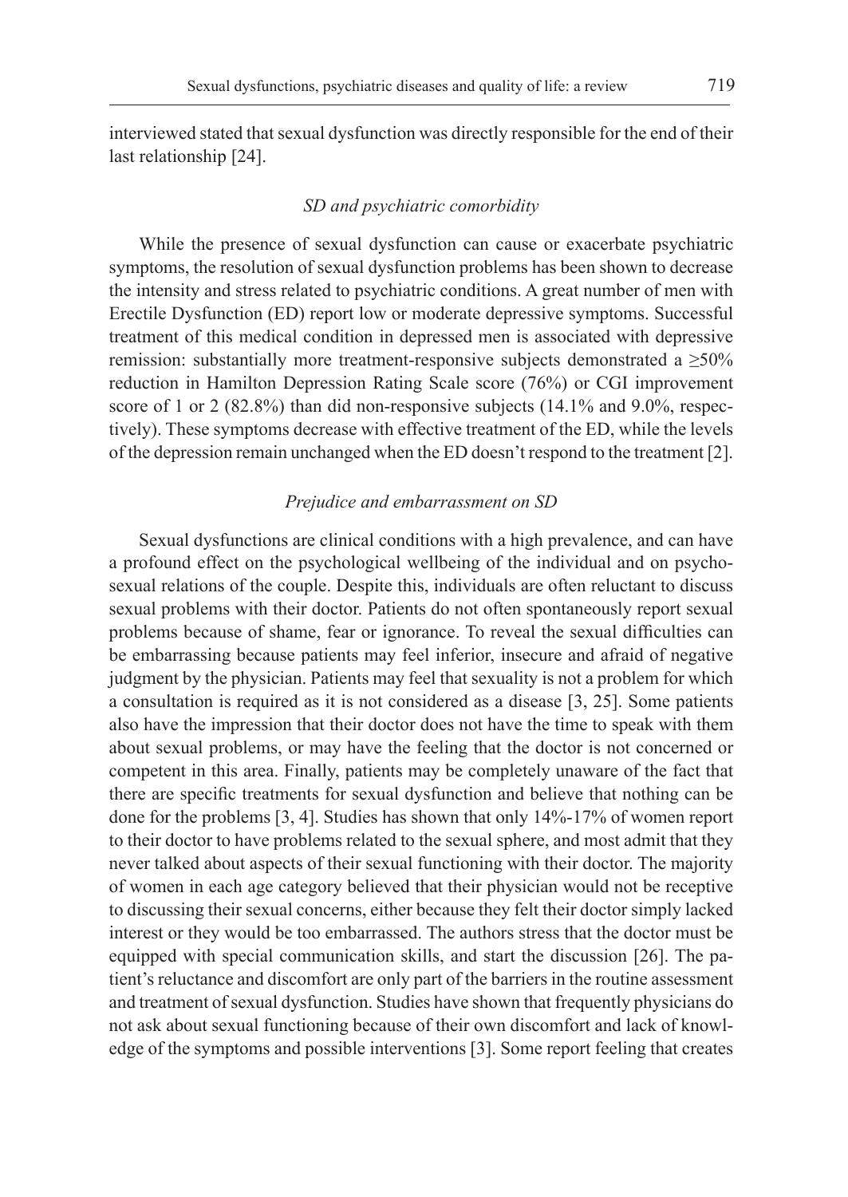interviewed stated that sexual dysfunction was directly responsible for the end of their last relationship [24].

### *SD and psychiatric comorbidity*

While the presence of sexual dysfunction can cause or exacerbate psychiatric symptoms, the resolution of sexual dysfunction problems has been shown to decrease the intensity and stress related to psychiatric conditions. A great number of men with Erectile Dysfunction (ED) report low or moderate depressive symptoms. Successful treatment of this medical condition in depressed men is associated with depressive remission: substantially more treatment-responsive subjects demonstrated a ≥50% reduction in Hamilton Depression Rating Scale score (76%) or CGI improvement score of 1 or 2 (82.8%) than did non-responsive subjects (14.1% and 9.0%, respectively). These symptoms decrease with effective treatment of the ED, while the levels of the depression remain unchanged when the ED doesn't respond to the treatment [2].

### *Prejudice and embarrassment on SD*

Sexual dysfunctions are clinical conditions with a high prevalence, and can have a profound effect on the psychological wellbeing of the individual and on psychosexual relations of the couple. Despite this, individuals are often reluctant to discuss sexual problems with their doctor. Patients do not often spontaneously report sexual problems because of shame, fear or ignorance. To reveal the sexual difficulties can be embarrassing because patients may feel inferior, insecure and afraid of negative judgment by the physician. Patients may feel that sexuality is not a problem for which a consultation is required as it is not considered as a disease [3, 25]. Some patients also have the impression that their doctor does not have the time to speak with them about sexual problems, or may have the feeling that the doctor is not concerned or competent in this area. Finally, patients may be completely unaware of the fact that there are specific treatments for sexual dysfunction and believe that nothing can be done for the problems [3, 4]. Studies has shown that only 14%-17% of women report to their doctor to have problems related to the sexual sphere, and most admit that they never talked about aspects of their sexual functioning with their doctor. The majority of women in each age category believed that their physician would not be receptive to discussing their sexual concerns, either because they felt their doctor simply lacked interest or they would be too embarrassed. The authors stress that the doctor must be equipped with special communication skills, and start the discussion [26]. The patient's reluctance and discomfort are only part of the barriers in the routine assessment and treatment of sexual dysfunction. Studies have shown that frequently physicians do not ask about sexual functioning because of their own discomfort and lack of knowledge of the symptoms and possible interventions [3]. Some report feeling that creates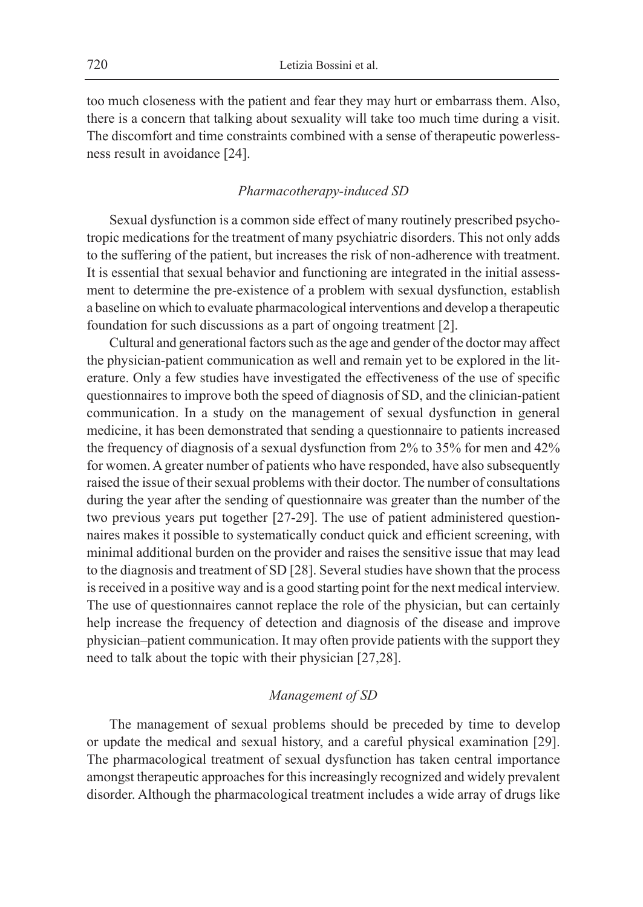too much closeness with the patient and fear they may hurt or embarrass them. Also, there is a concern that talking about sexuality will take too much time during a visit. The discomfort and time constraints combined with a sense of therapeutic powerlessness result in avoidance [24].

### *Pharmacotherapy-induced SD*

Sexual dysfunction is a common side effect of many routinely prescribed psychotropic medications for the treatment of many psychiatric disorders. This not only adds to the suffering of the patient, but increases the risk of non-adherence with treatment. It is essential that sexual behavior and functioning are integrated in the initial assessment to determine the pre-existence of a problem with sexual dysfunction, establish a baseline on which to evaluate pharmacological interventions and develop a therapeutic foundation for such discussions as a part of ongoing treatment [2].

Cultural and generational factors such as the age and gender of the doctor may affect the physician-patient communication as well and remain yet to be explored in the literature. Only a few studies have investigated the effectiveness of the use of specific questionnaires to improve both the speed of diagnosis of SD, and the clinician-patient communication. In a study on the management of sexual dysfunction in general medicine, it has been demonstrated that sending a questionnaire to patients increased the frequency of diagnosis of a sexual dysfunction from 2% to 35% for men and 42% for women. A greater number of patients who have responded, have also subsequently raised the issue of their sexual problems with their doctor. The number of consultations during the year after the sending of questionnaire was greater than the number of the two previous years put together [27-29]. The use of patient administered questionnaires makes it possible to systematically conduct quick and efficient screening, with minimal additional burden on the provider and raises the sensitive issue that may lead to the diagnosis and treatment of SD [28]. Several studies have shown that the process is received in a positive way and is a good starting point for the next medical interview. The use of questionnaires cannot replace the role of the physician, but can certainly help increase the frequency of detection and diagnosis of the disease and improve physician–patient communication. It may often provide patients with the support they need to talk about the topic with their physician [27,28].

### *Management of SD*

The management of sexual problems should be preceded by time to develop or update the medical and sexual history, and a careful physical examination [29]. The pharmacological treatment of sexual dysfunction has taken central importance amongst therapeutic approaches for this increasingly recognized and widely prevalent disorder. Although the pharmacological treatment includes a wide array of drugs like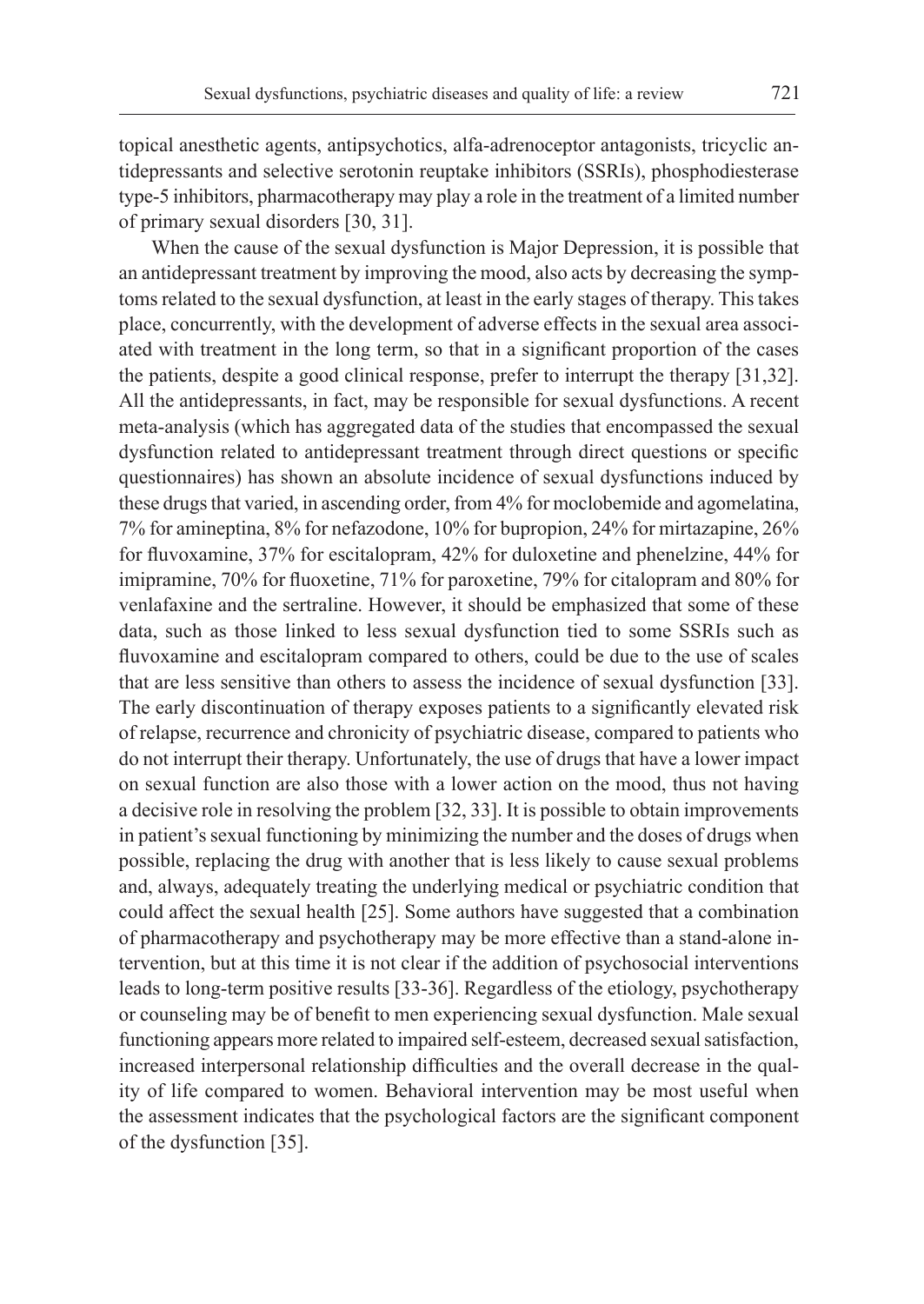topical anesthetic agents, antipsychotics, alfa-adrenoceptor antagonists, tricyclic antidepressants and selective serotonin reuptake inhibitors (SSRIs), phosphodiesterase type-5 inhibitors, pharmacotherapy may play a role in the treatment of a limited number of primary sexual disorders [30, 31].

When the cause of the sexual dysfunction is Major Depression, it is possible that an antidepressant treatment by improving the mood, also acts by decreasing the symptoms related to the sexual dysfunction, at least in the early stages of therapy. This takes place, concurrently, with the development of adverse effects in the sexual area associated with treatment in the long term, so that in a significant proportion of the cases the patients, despite a good clinical response, prefer to interrupt the therapy [31,32]. All the antidepressants, in fact, may be responsible for sexual dysfunctions. A recent meta-analysis (which has aggregated data of the studies that encompassed the sexual dysfunction related to antidepressant treatment through direct questions or specific questionnaires) has shown an absolute incidence of sexual dysfunctions induced by these drugs that varied, in ascending order, from 4% for moclobemide and agomelatina, 7% for amineptina, 8% for nefazodone, 10% for bupropion, 24% for mirtazapine, 26% for fluvoxamine, 37% for escitalopram, 42% for duloxetine and phenelzine, 44% for imipramine, 70% for fluoxetine, 71% for paroxetine, 79% for citalopram and 80% for venlafaxine and the sertraline. However, it should be emphasized that some of these data, such as those linked to less sexual dysfunction tied to some SSRIs such as fluvoxamine and escitalopram compared to others, could be due to the use of scales that are less sensitive than others to assess the incidence of sexual dysfunction [33]. The early discontinuation of therapy exposes patients to a significantly elevated risk of relapse, recurrence and chronicity of psychiatric disease, compared to patients who do not interrupt their therapy. Unfortunately, the use of drugs that have a lower impact on sexual function are also those with a lower action on the mood, thus not having a decisive role in resolving the problem [32, 33]. It is possible to obtain improvements in patient's sexual functioning by minimizing the number and the doses of drugs when possible, replacing the drug with another that is less likely to cause sexual problems and, always, adequately treating the underlying medical or psychiatric condition that could affect the sexual health [25]. Some authors have suggested that a combination of pharmacotherapy and psychotherapy may be more effective than a stand-alone intervention, but at this time it is not clear if the addition of psychosocial interventions leads to long-term positive results [33-36]. Regardless of the etiology, psychotherapy or counseling may be of benefit to men experiencing sexual dysfunction. Male sexual functioning appears more related to impaired self-esteem, decreased sexual satisfaction, increased interpersonal relationship difficulties and the overall decrease in the quality of life compared to women. Behavioral intervention may be most useful when the assessment indicates that the psychological factors are the significant component of the dysfunction [35].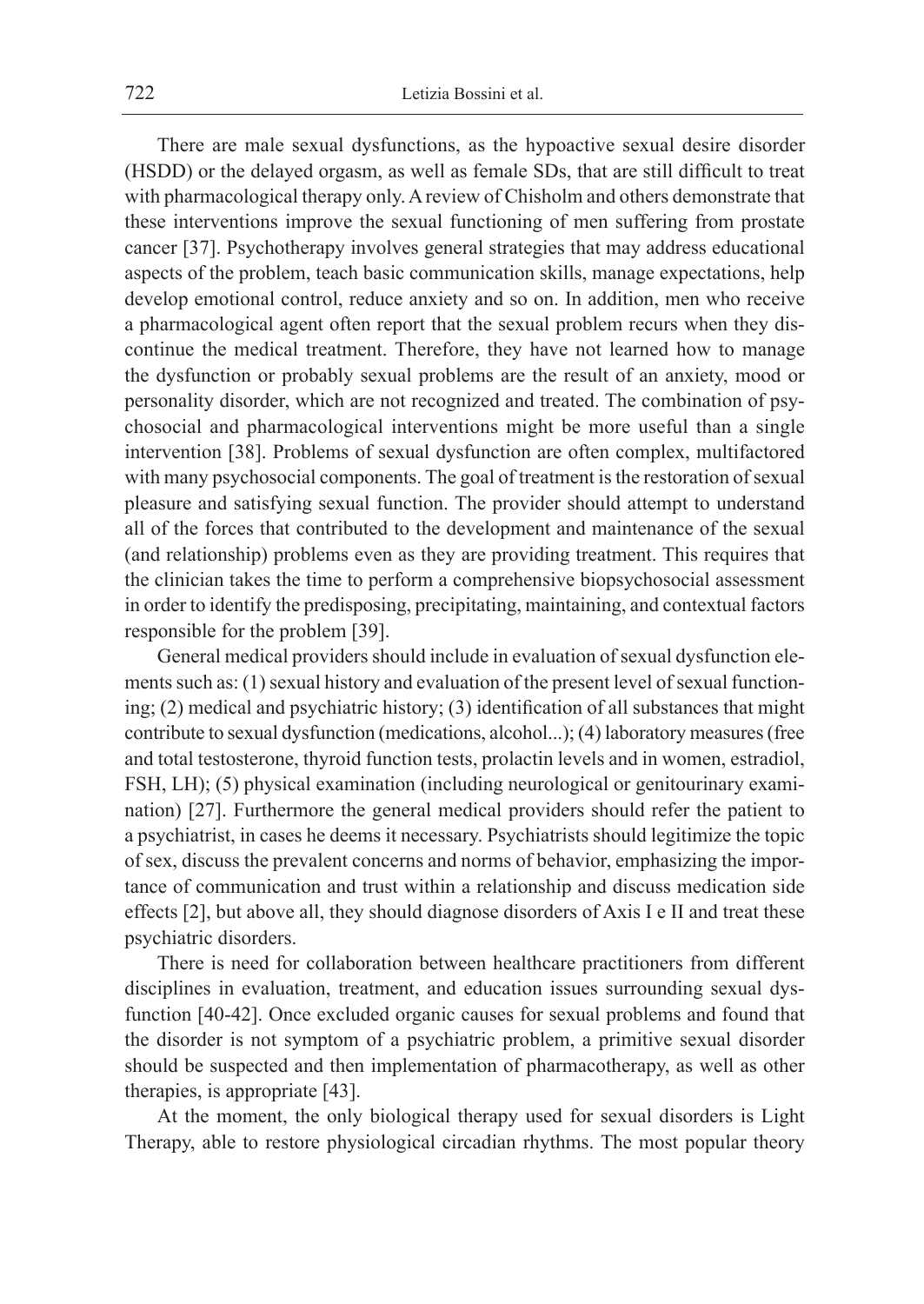There are male sexual dysfunctions, as the hypoactive sexual desire disorder (HSDD) or the delayed orgasm, as well as female SDs, that are still difficult to treat with pharmacological therapy only. A review of Chisholm and others demonstrate that these interventions improve the sexual functioning of men suffering from prostate cancer [37]. Psychotherapy involves general strategies that may address educational aspects of the problem, teach basic communication skills, manage expectations, help develop emotional control, reduce anxiety and so on. In addition, men who receive a pharmacological agent often report that the sexual problem recurs when they discontinue the medical treatment. Therefore, they have not learned how to manage the dysfunction or probably sexual problems are the result of an anxiety, mood or personality disorder, which are not recognized and treated. The combination of psychosocial and pharmacological interventions might be more useful than a single intervention [38]. Problems of sexual dysfunction are often complex, multifactored with many psychosocial components. The goal of treatment is the restoration of sexual pleasure and satisfying sexual function. The provider should attempt to understand all of the forces that contributed to the development and maintenance of the sexual (and relationship) problems even as they are providing treatment. This requires that the clinician takes the time to perform a comprehensive biopsychosocial assessment in order to identify the predisposing, precipitating, maintaining, and contextual factors responsible for the problem [39].

General medical providers should include in evaluation of sexual dysfunction elements such as: (1) sexual history and evaluation of the present level of sexual functioning; (2) medical and psychiatric history; (3) identification of all substances that might contribute to sexual dysfunction (medications, alcohol...); (4) laboratory measures (free and total testosterone, thyroid function tests, prolactin levels and in women, estradiol, FSH, LH); (5) physical examination (including neurological or genitourinary examination) [27]. Furthermore the general medical providers should refer the patient to a psychiatrist, in cases he deems it necessary. Psychiatrists should legitimize the topic of sex, discuss the prevalent concerns and norms of behavior, emphasizing the importance of communication and trust within a relationship and discuss medication side effects [2], but above all, they should diagnose disorders of Axis I e II and treat these psychiatric disorders.

There is need for collaboration between healthcare practitioners from different disciplines in evaluation, treatment, and education issues surrounding sexual dysfunction [40-42]. Once excluded organic causes for sexual problems and found that the disorder is not symptom of a psychiatric problem, a primitive sexual disorder should be suspected and then implementation of pharmacotherapy, as well as other therapies, is appropriate [43].

At the moment, the only biological therapy used for sexual disorders is Light Therapy, able to restore physiological circadian rhythms. The most popular theory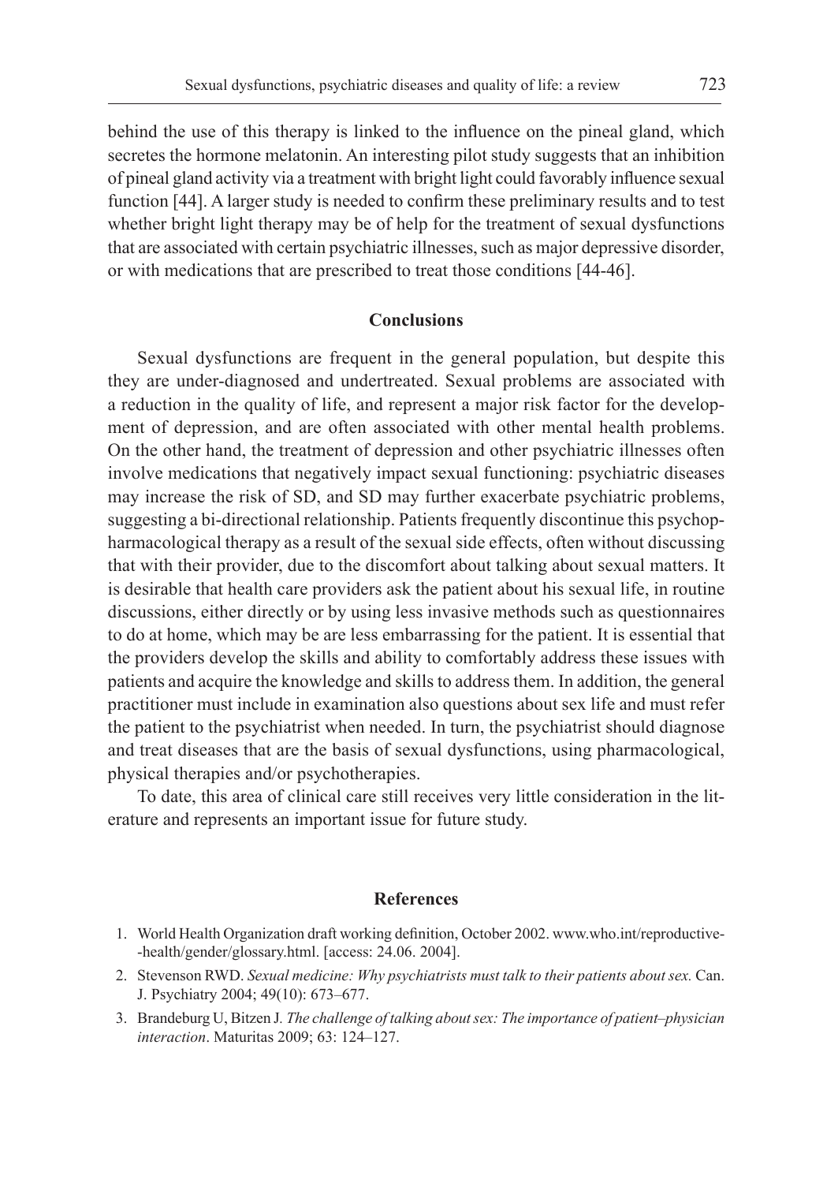behind the use of this therapy is linked to the influence on the pineal gland, which secretes the hormone melatonin. An interesting pilot study suggests that an inhibition of pineal gland activity via a treatment with bright light could favorably influence sexual function [44]. A larger study is needed to confirm these preliminary results and to test whether bright light therapy may be of help for the treatment of sexual dysfunctions that are associated with certain psychiatric illnesses, such as major depressive disorder, or with medications that are prescribed to treat those conditions [44-46].

## Conclusions

Sexual dysfunctions are frequent in the general population, but despite this they are under-diagnosed and undertreated. Sexual problems are associated with a reduction in the quality of life, and represent a major risk factor for the development of depression, and are often associated with other mental health problems. On the other hand, the treatment of depression and other psychiatric illnesses often involve medications that negatively impact sexual functioning: psychiatric diseases may increase the risk of SD, and SD may further exacerbate psychiatric problems, suggesting a bi-directional relationship. Patients frequently discontinue this psychopharmacological therapy as a result of the sexual side effects, often without discussing that with their provider, due to the discomfort about talking about sexual matters. It is desirable that health care providers ask the patient about his sexual life, in routine discussions, either directly or by using less invasive methods such as questionnaires to do at home, which may be are less embarrassing for the patient. It is essential that the providers develop the skills and ability to comfortably address these issues with patients and acquire the knowledge and skills to address them. In addition, the general practitioner must include in examination also questions about sex life and must refer the patient to the psychiatrist when needed. In turn, the psychiatrist should diagnose and treat diseases that are the basis of sexual dysfunctions, using pharmacological, physical therapies and/or psychotherapies.

To date, this area of clinical care still receives very little consideration in the literature and represents an important issue for future study.

## References

1. World Health Organization draft working definition, October 2002. www.who.int/reproductive--health/gender/glossary.html. [access: 24.06. 2004].
2. Stevenson RWD. *Sexual medicine: Why psychiatrists must talk to their patients about sex.* Can. J. Psychiatry 2004; 49(10): 673–677.
3. Brandeburg U, Bitzen J*. The challenge of talking about sex: The importance of patient–physician interaction*. Maturitas 2009; 63: 124–127.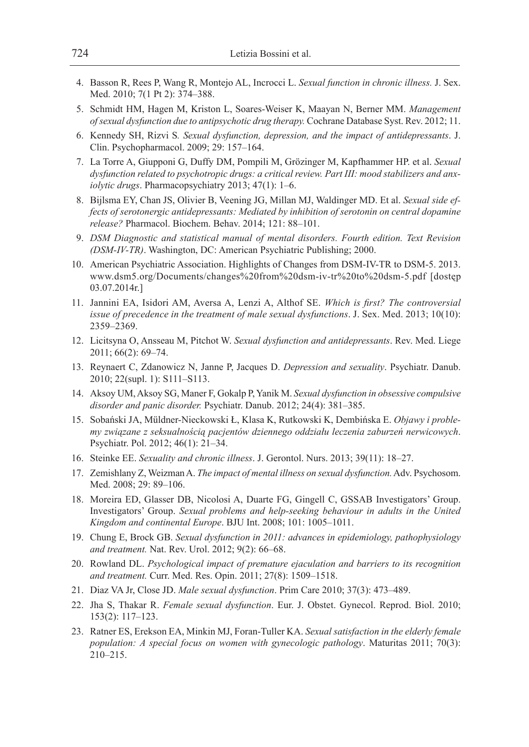4. Basson R, Rees P, Wang R, Montejo AL, Incrocci L. *Sexual function in chronic illness.* J. Sex. Med. 2010; 7(1 Pt 2): 374–388.
5. Schmidt HM, Hagen M, Kriston L, Soares-Weiser K, Maayan N, Berner MM. *Management of sexual dysfunction due to antipsychotic drug therapy.* Cochrane Database Syst. Rev. 2012; 11.
6. Kennedy SH, Rizvi S. *Sexual dysfunction, depression, and the impact of antidepressants*. J. Clin. Psychopharmacol. 2009; 29: 157–164.
7. La Torre A, Giupponi G, Duffy DM, Pompili M, Grözinger M, Kapfhammer HP. et al. *Sexual dysfunction related to psychotropic drugs: a critical review. Part III: mood stabilizers and anxiolytic drugs*. Pharmacopsychiatry 2013; 47(1): 1–6.
8. Bijlsma EY, Chan JS, Olivier B, Veening JG, Millan MJ, Waldinger MD. Et al. *Sexual side effects of serotonergic antidepressants: Mediated by inhibition of serotonin on central dopamine release?* Pharmacol. Biochem. Behav. 2014; 121: 88–101.
9. *DSM Diagnostic and statistical manual of mental disorders. Fourth edition. Text Revision (DSM-IV-TR)*. Washington, DC: American Psychiatric Publishing; 2000.
10. American Psychiatric Association. Highlights of Changes from DSM-IV-TR to DSM-5. 2013. www.dsm5.org/Documents/changes%20from%20dsm-iv-tr%20to%20dsm-5.pdf [dostęp 03.07.2014r.]
11. Jannini EA, Isidori AM, Aversa A, Lenzi A, Althof SE. *Which is first? The controversial issue of precedence in the treatment of male sexual dysfunctions*. J. Sex. Med. 2013; 10(10): 2359–2369.
12. Licitsyna O, Ansseau M, Pitchot W. *Sexual dysfunction and antidepressants*. Rev. Med. Liege 2011; 66(2): 69–74.
13. Reynaert C, Zdanowicz N, Janne P, Jacques D. *Depression and sexuality*. Psychiatr. Danub. 2010; 22(supl. 1): S111–S113.
14. Aksoy UM, Aksoy SG, Maner F, Gokalp P, Yanik M. *Sexual dysfunction in obsessive compulsive disorder and panic disorder.* Psychiatr. Danub. 2012; 24(4): 381–385.
15. Sobański JA, Müldner-Nieckowski Ł, Klasa K, Rutkowski K, Dembińska E. *Objawy i problemy związane z seksualnością pacjentów dziennego oddziału leczenia zaburzeń nerwicowych*. Psychiatr. Pol. 2012; 46(1): 21–34.
16. Steinke EE. *Sexuality and chronic illness*. J. Gerontol. Nurs. 2013; 39(11): 18–27.
17. Zemishlany Z, Weizman A. *The impact of mental illness on sexual dysfunction.* Adv. Psychosom. Med. 2008; 29: 89–106.
18. Moreira ED, Glasser DB, Nicolosi A, Duarte FG, Gingell C, GSSAB Investigators' Group. Investigators' Group. *Sexual problems and help-seeking behaviour in adults in the United Kingdom and continental Europe*. BJU Int. 2008; 101: 1005–1011.
19. Chung E, Brock GB. *Sexual dysfunction in 2011: advances in epidemiology, pathophysiology and treatment.* Nat. Rev. Urol. 2012; 9(2): 66–68.
20. Rowland DL. *Psychological impact of premature ejaculation and barriers to its recognition and treatment.* Curr. Med. Res. Opin. 2011; 27(8): 1509–1518.
21. Diaz VA Jr, Close JD. *Male sexual dysfunction*. Prim Care 2010; 37(3): 473–489.
22. Jha S, Thakar R. *Female sexual dysfunction*. Eur. J. Obstet. Gynecol. Reprod. Biol. 2010; 153(2): 117–123.
23. Ratner ES, Erekson EA, Minkin MJ, Foran-Tuller KA. *Sexual satisfaction in the elderly female population: A special focus on women with gynecologic pathology*. Maturitas 2011; 70(3): 210–215.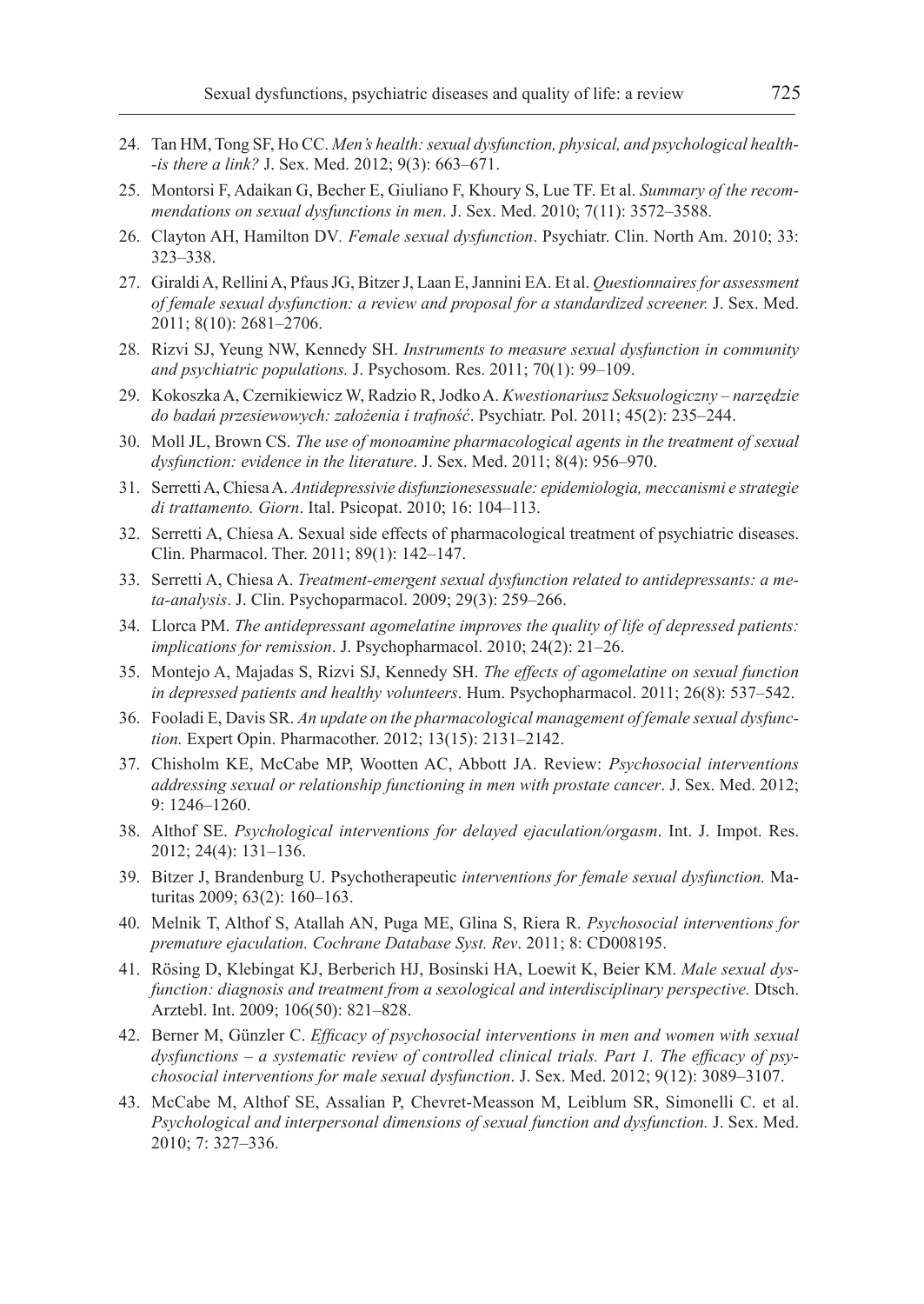24. Tan HM, Tong SF, Ho CC. *Men's health: sexual dysfunction, physical, and psychological health--is there a link?* J. Sex. Med. 2012; 9(3): 663–671.
25. Montorsi F, Adaikan G, Becher E, Giuliano F, Khoury S, Lue TF. Et al. *Summary of the recommendations on sexual dysfunctions in men*. J. Sex. Med. 2010; 7(11): 3572–3588.
26. Clayton AH, Hamilton DV. *Female sexual dysfunction*. Psychiatr. Clin. North Am. 2010; 33: 323–338.
27. Giraldi A, Rellini A, Pfaus JG, Bitzer J, Laan E, Jannini EA. Et al. *Questionnaires for assessment of female sexual dysfunction: a review and proposal for a standardized screener.* J. Sex. Med. 2011; 8(10): 2681–2706.
28. Rizvi SJ, Yeung NW, Kennedy SH. *Instruments to measure sexual dysfunction in community and psychiatric populations.* J. Psychosom. Res. 2011; 70(1): 99–109.
29. Kokoszka A, Czernikiewicz W, Radzio R, Jodko A. *Kwestionariusz Seksuologiczny – narzędzie do badań przesiewowych: założenia i trafność*. Psychiatr. Pol. 2011; 45(2): 235–244.
30. Moll JL, Brown CS. *The use of monoamine pharmacological agents in the treatment of sexual dysfunction: evidence in the literature*. J. Sex. Med. 2011; 8(4): 956–970.
31. Serretti A, Chiesa A. *Antidepressivie disfunzionesessuale: epidemiologia, meccanismi e strategie di trattamento. Giorn*. Ital. Psicopat. 2010; 16: 104–113.
32. Serretti A, Chiesa A. Sexual side effects of pharmacological treatment of psychiatric diseases. Clin. Pharmacol. Ther. 2011; 89(1): 142–147.
33. Serretti A, Chiesa A. *Treatment-emergent sexual dysfunction related to antidepressants: a meta-analysis*. J. Clin. Psychoparmacol. 2009; 29(3): 259–266.
34. Llorca PM. *The antidepressant agomelatine improves the quality of life of depressed patients: implications for remission*. J. Psychopharmacol. 2010; 24(2): 21–26.
35. Montejo A, Majadas S, Rizvi SJ, Kennedy SH. *The effects of agomelatine on sexual function in depressed patients and healthy volunteers*. Hum. Psychopharmacol. 2011; 26(8): 537–542.
36. Fooladi E, Davis SR. *An update on the pharmacological management of female sexual dysfunction.* Expert Opin. Pharmacother. 2012; 13(15): 2131–2142.
37. Chisholm KE, McCabe MP, Wootten AC, Abbott JA. Review: *Psychosocial interventions addressing sexual or relationship functioning in men with prostate cancer*. J. Sex. Med. 2012; 9: 1246–1260.
38. Althof SE. *Psychological interventions for delayed ejaculation/orgasm*. Int. J. Impot. Res. 2012; 24(4): 131–136.
39. Bitzer J, Brandenburg U. Psychotherapeutic *interventions for female sexual dysfunction.* Maturitas 2009; 63(2): 160–163.
40. Melnik T, Althof S, Atallah AN, Puga ME, Glina S, Riera R. *Psychosocial interventions for premature ejaculation. Cochrane Database Syst. Rev*. 2011; 8: CD008195.
41. Rösing D, Klebingat KJ, Berberich HJ, Bosinski HA, Loewit K, Beier KM. *Male sexual dysfunction: diagnosis and treatment from a sexological and interdisciplinary perspective.* Dtsch. Arztebl. Int. 2009; 106(50): 821–828.
42. Berner M, Günzler C. *Efficacy of psychosocial interventions in men and women with sexual dysfunctions – a systematic review of controlled clinical trials. Part 1. The efficacy of psychosocial interventions for male sexual dysfunction*. J. Sex. Med. 2012; 9(12): 3089–3107.
43. McCabe M, Althof SE, Assalian P, Chevret-Measson M, Leiblum SR, Simonelli C. et al. *Psychological and interpersonal dimensions of sexual function and dysfunction.* J. Sex. Med. 2010; 7: 327–336.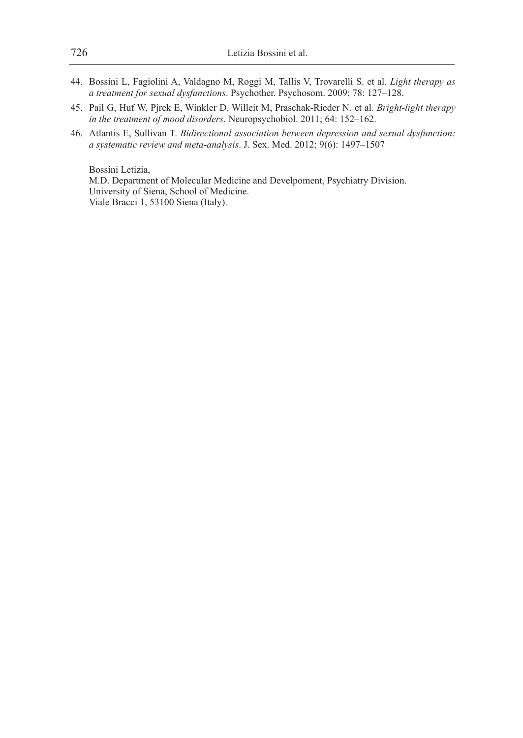44. Bossini L, Fagiolini A, Valdagno M, Roggi M, Tallis V, Trovarelli S. et al. *Light therapy as a treatment for sexual dysfunctions*. Psychother. Psychosom. 2009; 78: 127–128.
45. Pail G, Huf W, Pjrek E, Winkler D, Willeit M, Praschak-Rieder N. et al. *Bright-light therapy in the treatment of mood disorders*. Neuropsychobiol. 2011; 64: 152–162.
46. Atlantis E, Sullivan T. *Bidirectional association between depression and sexual dysfunction: a systematic review and meta-analysis*. J. Sex. Med. 2012; 9(6): 1497–1507

Bossini Letizia,
M.D. Department of Molecular Medicine and Develpoment, Psychiatry Division.
University of Siena, School of Medicine.
Viale Bracci 1, 53100 Siena (Italy).